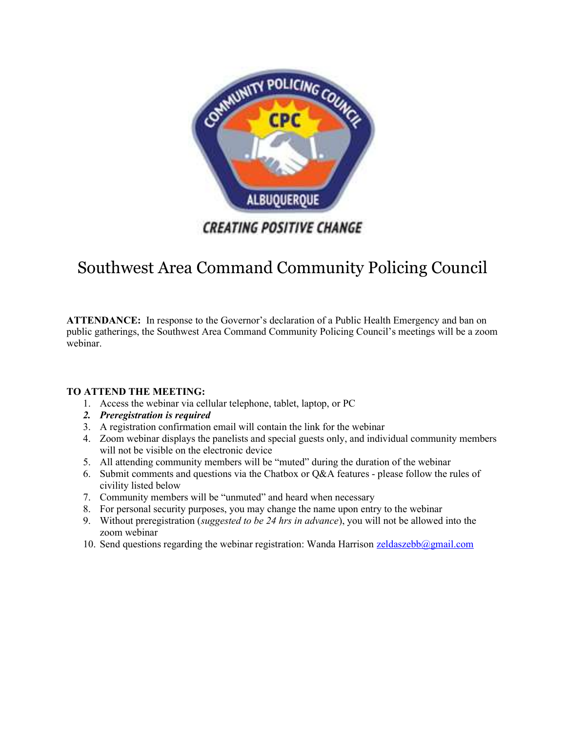# Southwest Area Command Community Policing Council

**ATTENDANCE:** In response to the Governor's declaration of a Public Health Emergency and ban on public gatherings, the Southwest Area Command Community Policing Council's meetings will be a zoom webinar.

**TO ATTEND THE MEETING:**

1. Access the webinar via cellular telephone, tablet, laptop, or PC
2. ***Preregistration is required***
3. A registration confirmation email will contain the link for the webinar
4. Zoom webinar displays the panelists and special guests only, and individual community members will not be visible on the electronic device
5. All attending community members will be "muted" during the duration of the webinar
6. Submit comments and questions via the Chatbox or Q&A features - please follow the rules of civility listed below
7. Community members will be "unmuted" and heard when necessary
8. For personal security purposes, you may change the name upon entry to the webinar
9. Without preregistration (*suggested to be 24 hrs in advance*), you will not be allowed into the zoom webinar
10. Send questions regarding the webinar registration: Wanda Harrison zeldaszebb@gmail.com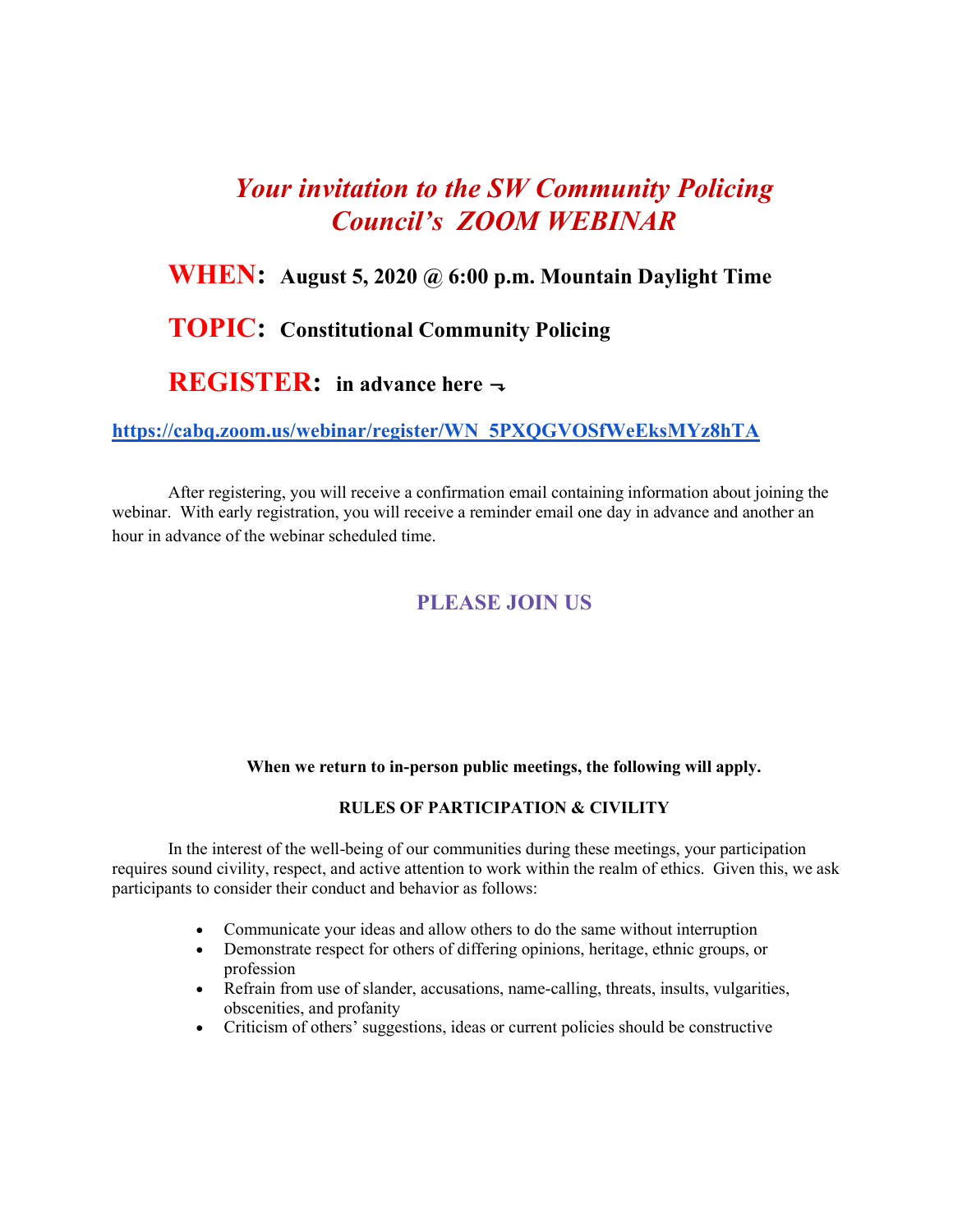# *Your invitation to the SW Community Policing Council's ZOOM WEBINAR*

**WHEN: August 5, 2020 @ 6:00 p.m. Mountain Daylight Time**

**TOPIC: Constitutional Community Policing**

**REGISTER: in advance here ¬**

**https://cabq.zoom.us/webinar/register/WN_5PXQGVOSfWeEksMYz8hTA**

After registering, you will receive a confirmation email containing information about joining the webinar. With early registration, you will receive a reminder email one day in advance and another an hour in advance of the webinar scheduled time.

**PLEASE JOIN US**

**When we return to in-person public meetings, the following will apply.**

**RULES OF PARTICIPATION & CIVILITY**

In the interest of the well-being of our communities during these meetings, your participation requires sound civility, respect, and active attention to work within the realm of ethics. Given this, we ask participants to consider their conduct and behavior as follows:

- Communicate your ideas and allow others to do the same without interruption
- Demonstrate respect for others of differing opinions, heritage, ethnic groups, or profession
- Refrain from use of slander, accusations, name-calling, threats, insults, vulgarities, obscenities, and profanity
- Criticism of others' suggestions, ideas or current policies should be constructive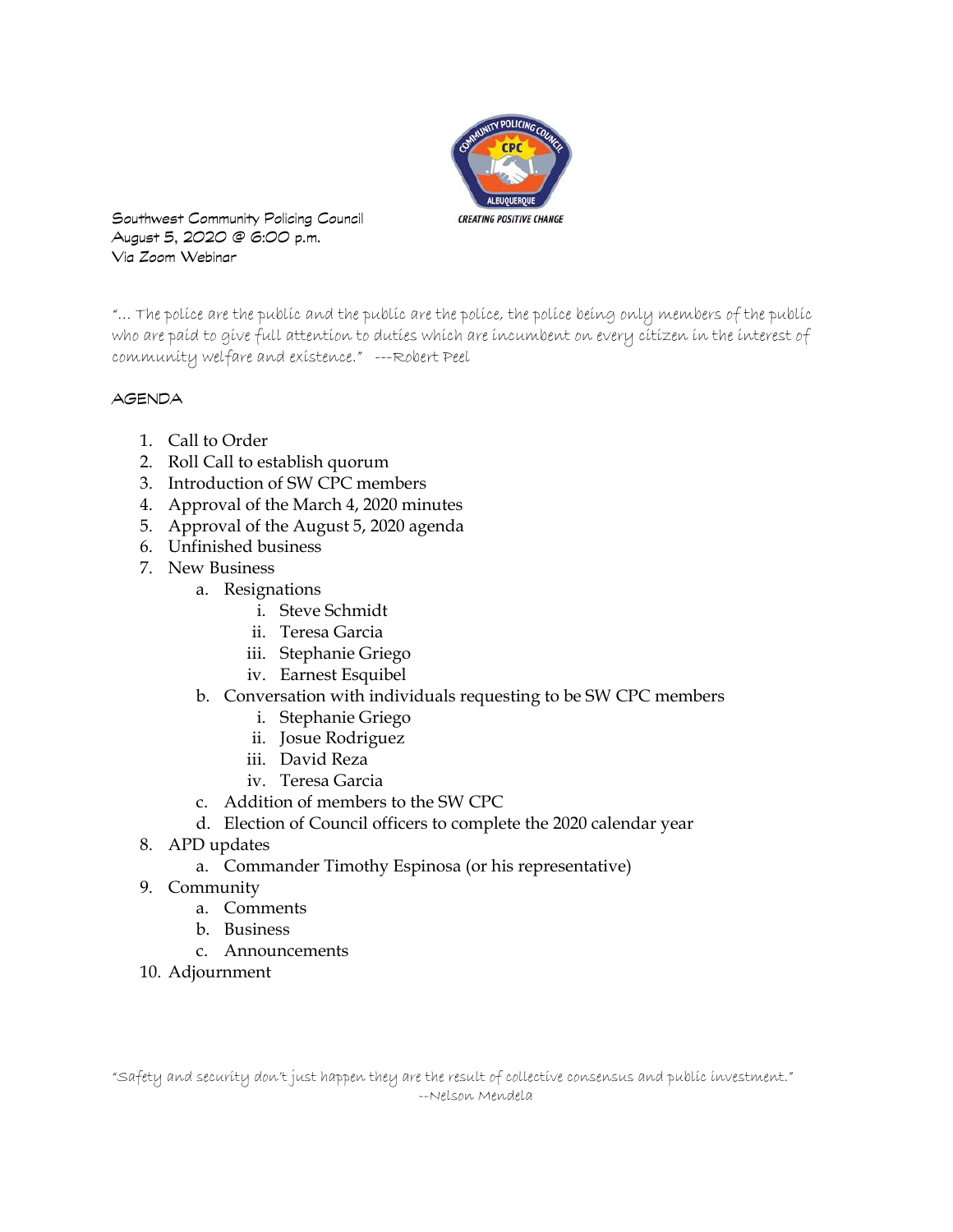Southwest Community Policing Council
August 5, 2020 @ 6:00 p.m.
Via Zoom Webinar

"… The police are the public and the public are the police, the police being only members of the public who are paid to give full attention to duties which are incumbent on every citizen in the interest of community welfare and existence." ---Robert Peel

## AGENDA

1. Call to Order
2. Roll Call to establish quorum
3. Introduction of SW CPC members
4. Approval of the March 4, 2020 minutes
5. Approval of the August 5, 2020 agenda
6. Unfinished business
7. New Business
   a. Resignations
      i. Steve Schmidt
      ii. Teresa Garcia
      iii. Stephanie Griego
      iv. Earnest Esquibel
   b. Conversation with individuals requesting to be SW CPC members
      i. Stephanie Griego
      ii. Josue Rodriguez
      iii. David Reza
      iv. Teresa Garcia
   c. Addition of members to the SW CPC
   d. Election of Council officers to complete the 2020 calendar year
8. APD updates
   a. Commander Timothy Espinosa (or his representative)
9. Community
   a. Comments
   b. Business
   c. Announcements
10. Adjournment

"Safety and security don't just happen they are the result of collective consensus and public investment." --Nelson Mendela